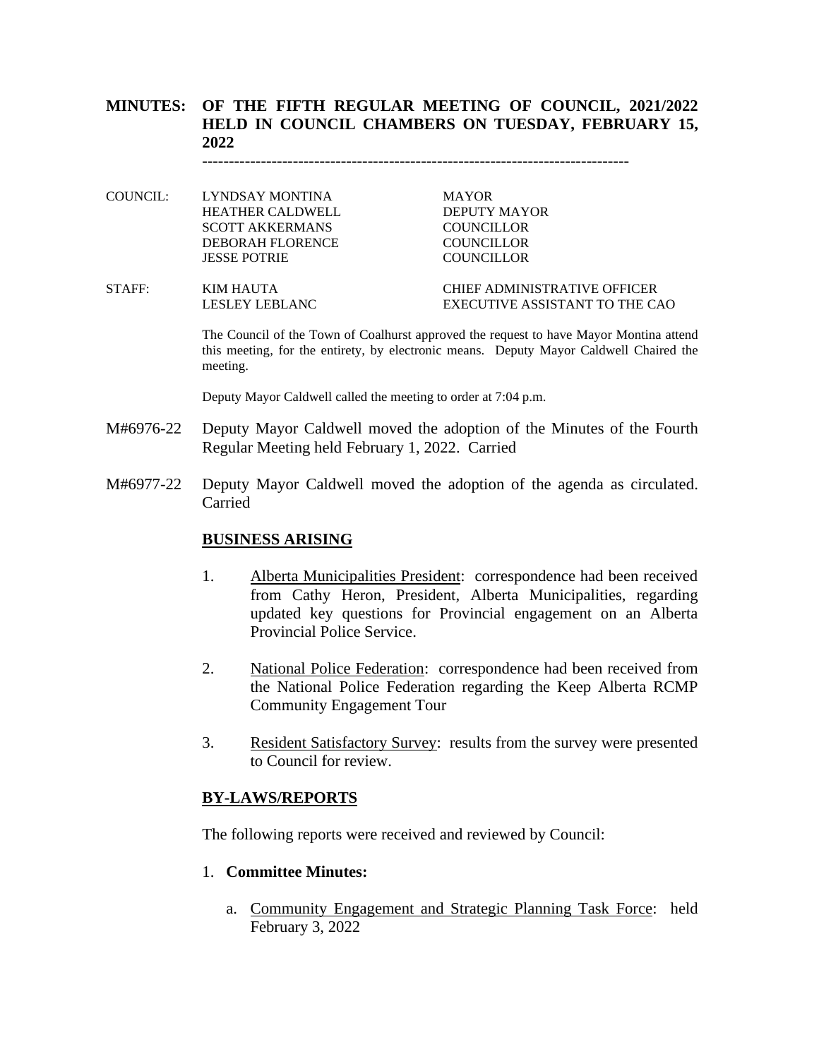**MINUTES: OF THE FIFTH REGULAR MEETING OF COUNCIL, 2021/2022 HELD IN COUNCIL CHAMBERS ON TUESDAY, FEBRUARY 15, 2022**

---

| | | |
|---|---|---|
| COUNCIL: | LYNDSAY MONTINA | MAYOR |
| | HEATHER CALDWELL | DEPUTY MAYOR |
| | SCOTT AKKERMANS | COUNCILLOR |
| | DEBORAH FLORENCE | COUNCILLOR |
| | JESSE POTRIE | COUNCILLOR |
| STAFF: | KIM HAUTA | CHIEF ADMINISTRATIVE OFFICER |
| | LESLEY LEBLANC | EXECUTIVE ASSISTANT TO THE CAO |

The Council of the Town of Coalhurst approved the request to have Mayor Montina attend this meeting, for the entirety, by electronic means. Deputy Mayor Caldwell Chaired the meeting.

Deputy Mayor Caldwell called the meeting to order at 7:04 p.m.

M#6976-22 Deputy Mayor Caldwell moved the adoption of the Minutes of the Fourth Regular Meeting held February 1, 2022. Carried

M#6977-22 Deputy Mayor Caldwell moved the adoption of the agenda as circulated. Carried

## BUSINESS ARISING

1. Alberta Municipalities President: correspondence had been received from Cathy Heron, President, Alberta Municipalities, regarding updated key questions for Provincial engagement on an Alberta Provincial Police Service.

2. National Police Federation: correspondence had been received from the National Police Federation regarding the Keep Alberta RCMP Community Engagement Tour

3. Resident Satisfactory Survey: results from the survey were presented to Council for review.

## BY-LAWS/REPORTS

The following reports were received and reviewed by Council:

1. **Committee Minutes:**

   a. Community Engagement and Strategic Planning Task Force: held February 3, 2022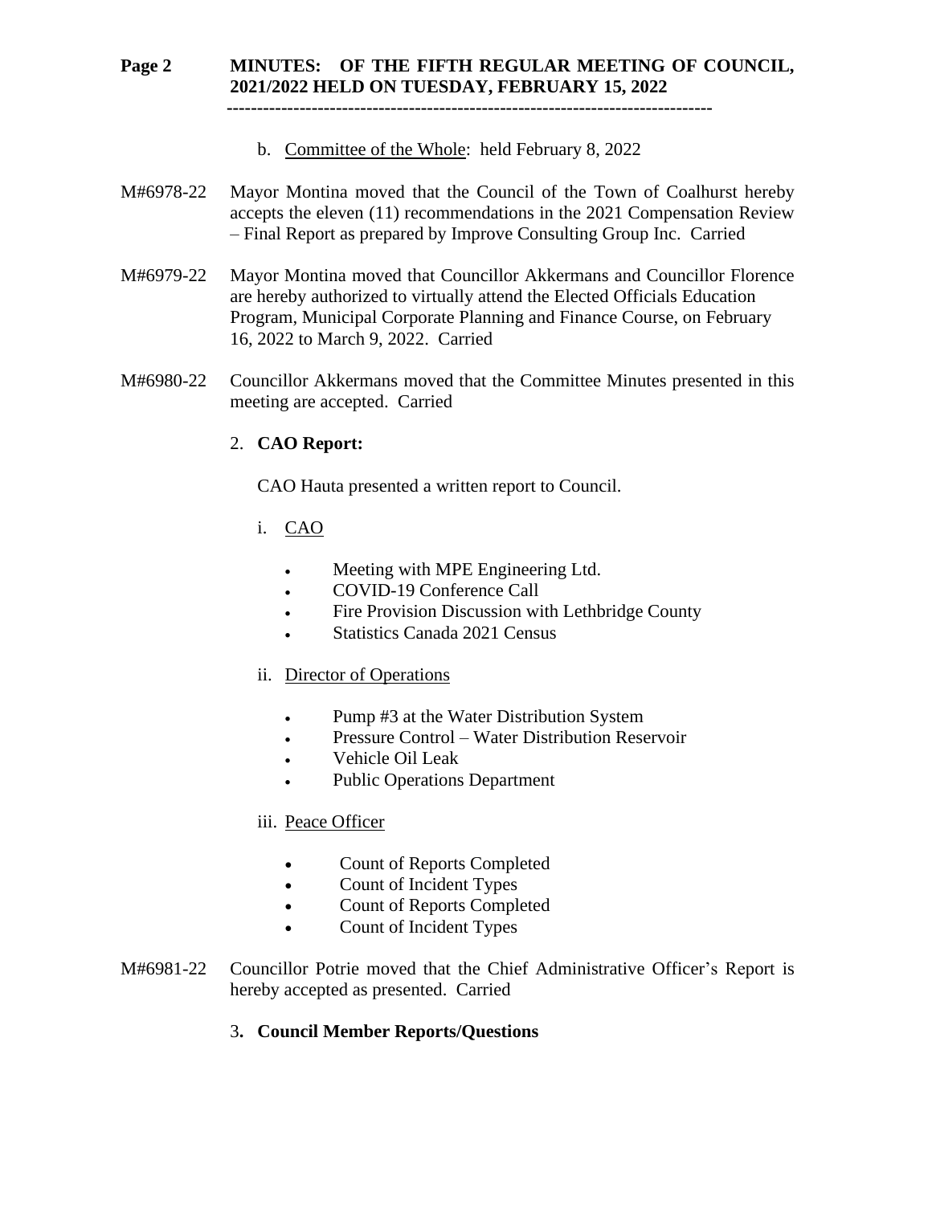b. Committee of the Whole: held February 8, 2022

M#6978-22 Mayor Montina moved that the Council of the Town of Coalhurst hereby accepts the eleven (11) recommendations in the 2021 Compensation Review – Final Report as prepared by Improve Consulting Group Inc. Carried

M#6979-22 Mayor Montina moved that Councillor Akkermans and Councillor Florence are hereby authorized to virtually attend the Elected Officials Education Program, Municipal Corporate Planning and Finance Course, on February 16, 2022 to March 9, 2022. Carried

M#6980-22 Councillor Akkermans moved that the Committee Minutes presented in this meeting are accepted. Carried

2. **CAO Report:**

CAO Hauta presented a written report to Council.

i. CAO

- Meeting with MPE Engineering Ltd.
- COVID-19 Conference Call
- Fire Provision Discussion with Lethbridge County
- Statistics Canada 2021 Census

ii. Director of Operations

- Pump #3 at the Water Distribution System
- Pressure Control – Water Distribution Reservoir
- Vehicle Oil Leak
- Public Operations Department

iii. Peace Officer

- Count of Reports Completed
- Count of Incident Types
- Count of Reports Completed
- Count of Incident Types

M#6981-22 Councillor Potrie moved that the Chief Administrative Officer's Report is hereby accepted as presented. Carried

3. **Council Member Reports/Questions**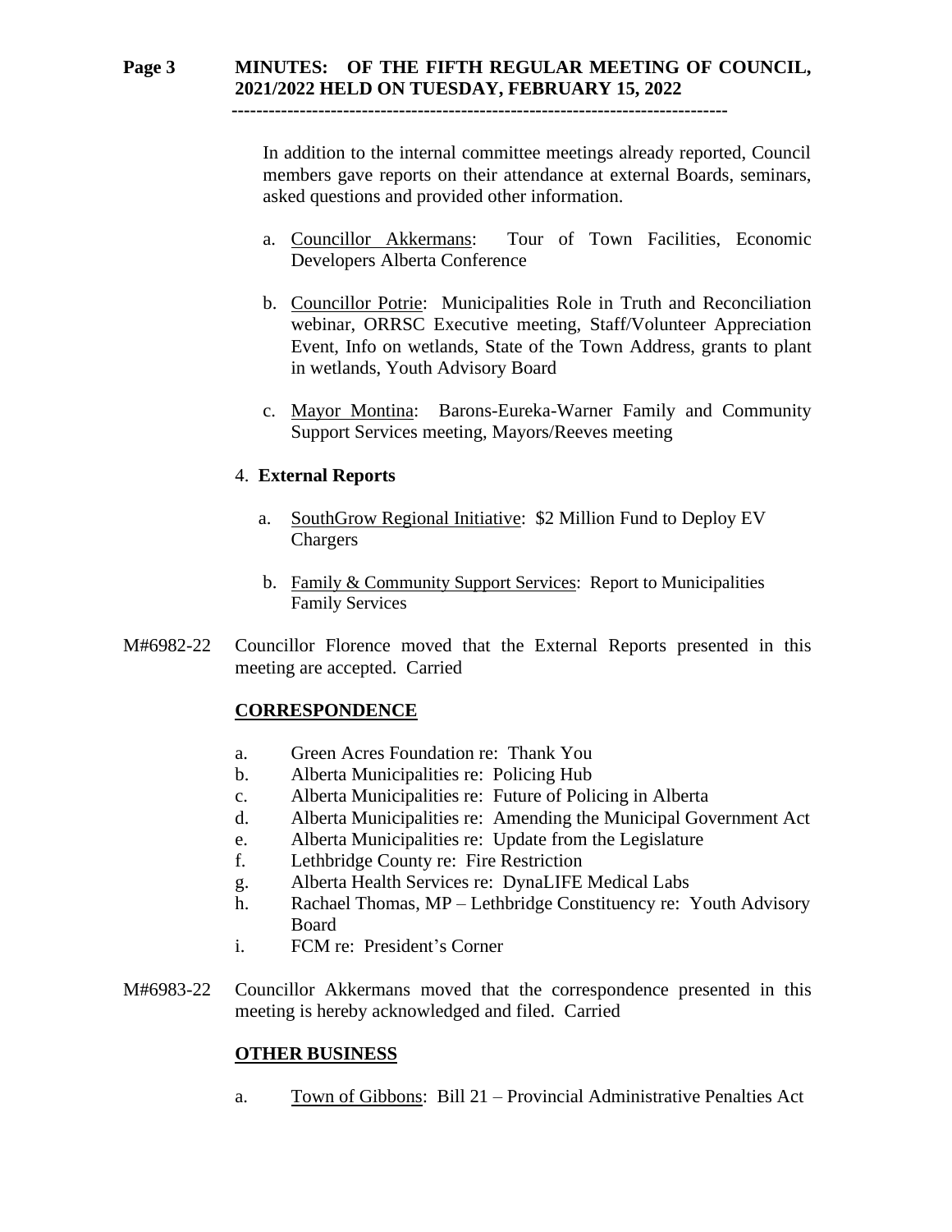In addition to the internal committee meetings already reported, Council members gave reports on their attendance at external Boards, seminars, asked questions and provided other information.

a. Councillor Akkermans: Tour of Town Facilities, Economic Developers Alberta Conference

b. Councillor Potrie: Municipalities Role in Truth and Reconciliation webinar, ORRSC Executive meeting, Staff/Volunteer Appreciation Event, Info on wetlands, State of the Town Address, grants to plant in wetlands, Youth Advisory Board

c. Mayor Montina: Barons-Eureka-Warner Family and Community Support Services meeting, Mayors/Reeves meeting

4. **External Reports**

a. SouthGrow Regional Initiative: $2 Million Fund to Deploy EV Chargers

b. Family & Community Support Services: Report to Municipalities Family Services

M#6982-22 Councillor Florence moved that the External Reports presented in this meeting are accepted. Carried

## CORRESPONDENCE

a. Green Acres Foundation re: Thank You
b. Alberta Municipalities re: Policing Hub
c. Alberta Municipalities re: Future of Policing in Alberta
d. Alberta Municipalities re: Amending the Municipal Government Act
e. Alberta Municipalities re: Update from the Legislature
f. Lethbridge County re: Fire Restriction
g. Alberta Health Services re: DynaLIFE Medical Labs
h. Rachael Thomas, MP – Lethbridge Constituency re: Youth Advisory Board
i. FCM re: President's Corner

M#6983-22 Councillor Akkermans moved that the correspondence presented in this meeting is hereby acknowledged and filed. Carried

## OTHER BUSINESS

a. Town of Gibbons: Bill 21 – Provincial Administrative Penalties Act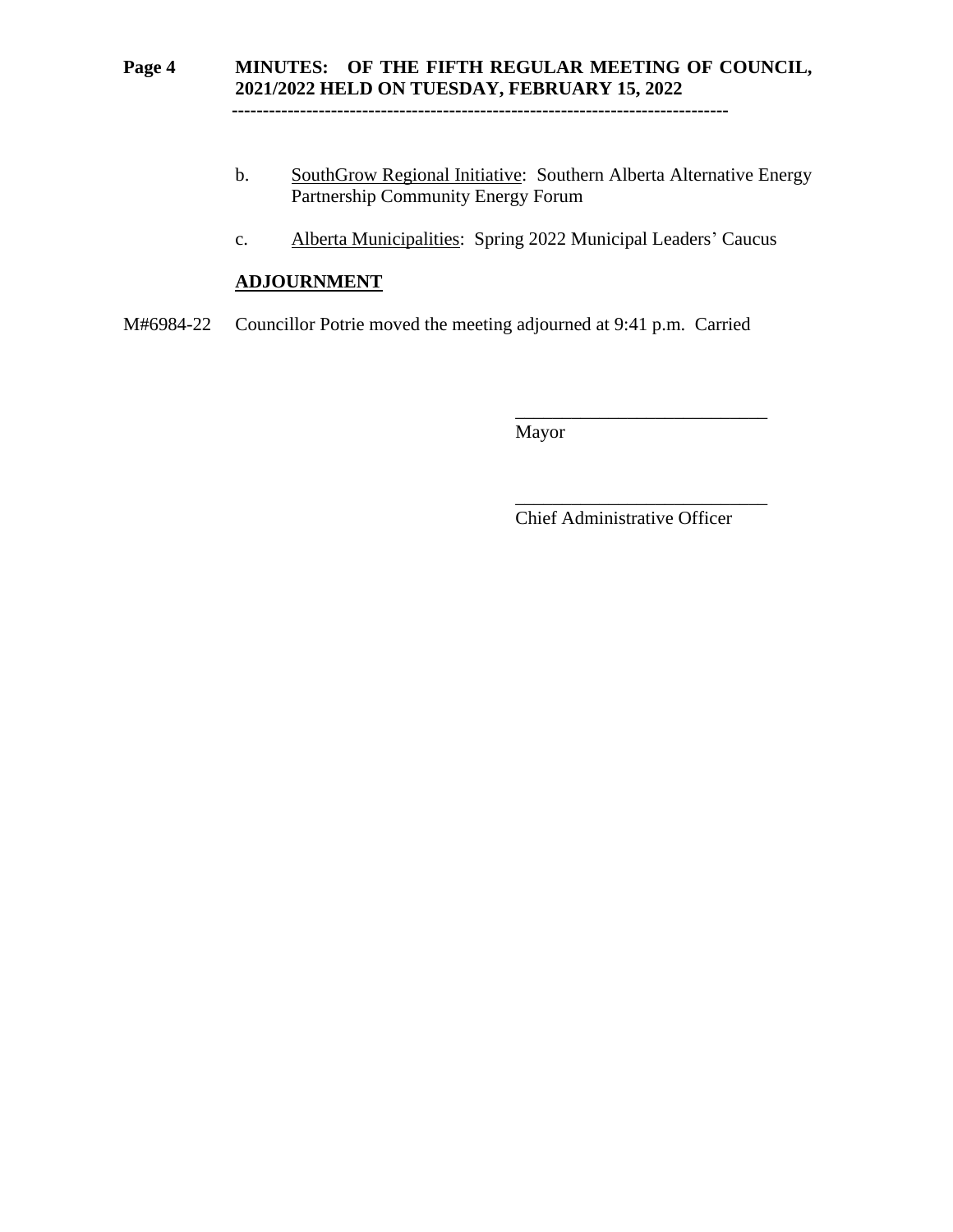b. <u>SouthGrow Regional Initiative</u>: Southern Alberta Alternative Energy Partnership Community Energy Forum

c. <u>Alberta Municipalities</u>: Spring 2022 Municipal Leaders' Caucus

## ADJOURNMENT

M#6984-22 Councillor Potrie moved the meeting adjourned at 9:41 p.m. Carried

___________________________
Mayor

___________________________
Chief Administrative Officer